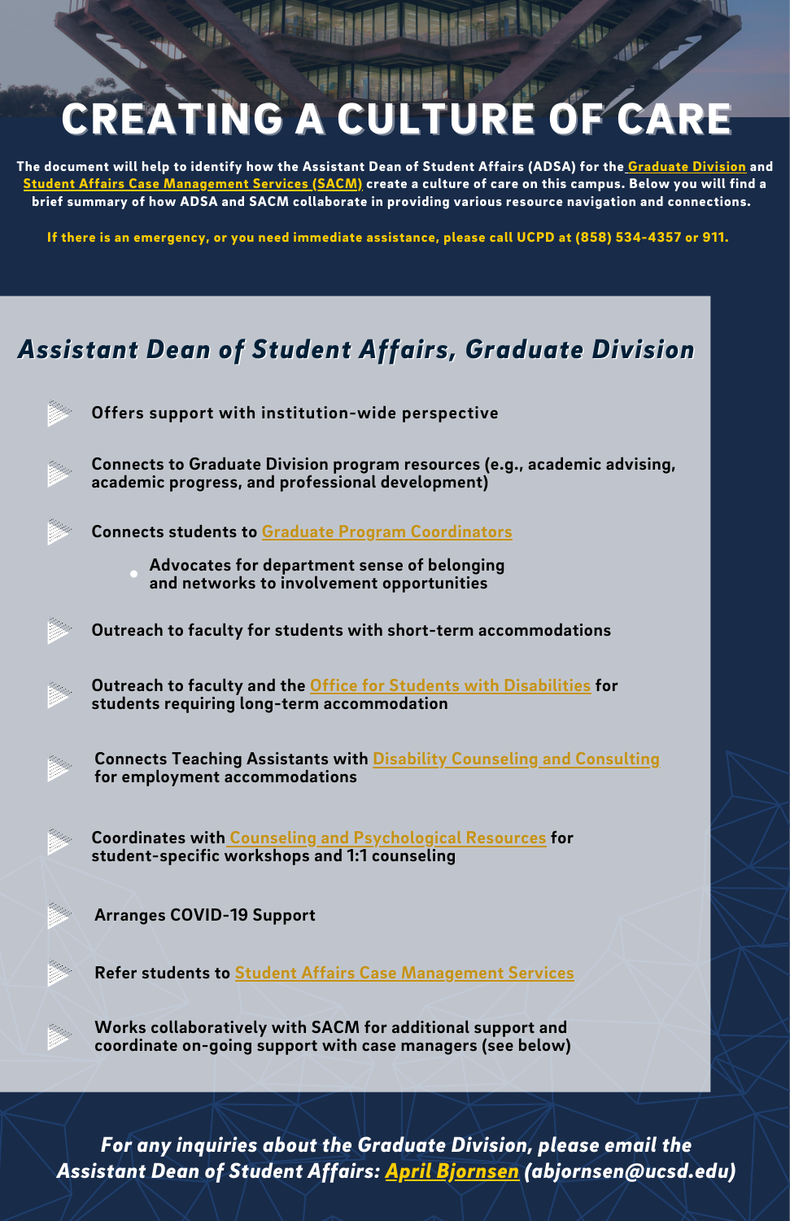# CREATING A CULTURE OF CARE

**The document will help to identify how the Assistant Dean of Student Affairs (ADSA) for the Graduate Division and Student Affairs Case Management Services (SACM) create a culture of care on this campus. Below you will find a brief summary of how ADSA and SACM collaborate in providing various resource navigation and connections.**

**If there is an emergency, or you need immediate assistance, please call UCPD at (858) 534-4357 or 911.**

## *Assistant Dean of Student Affairs, Graduate Division*

- **Offers support with institution-wide perspective**
- **Connects to Graduate Division program resources (e.g., academic advising, academic progress, and professional development)**
- **Connects students to Graduate Program Coordinators**
  - **Advocates for department sense of belonging and networks to involvement opportunities**
- **Outreach to faculty for students with short-term accommodations**
- **Outreach to faculty and the Office for Students with Disabilities for students requiring long-term accommodation**
- **Connects Teaching Assistants with Disability Counseling and Consulting for employment accommodations**
- **Coordinates with Counseling and Psychological Resources for student-specific workshops and 1:1 counseling**
- **Arranges COVID-19 Support**
- **Refer students to Student Affairs Case Management Services**
- **Works collaboratively with SACM for additional support and coordinate on-going support with case managers (see below)**

***For any inquiries about the Graduate Division, please email the Assistant Dean of Student Affairs: April Bjornsen (abjornsen@ucsd.edu)***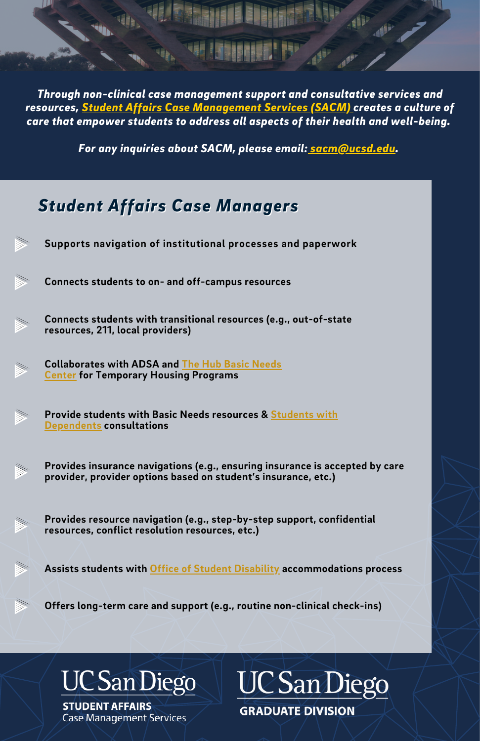***Through non-clinical case management support and consultative services and resources, Student Affairs Case Management Services (SACM) creates a culture of care that empower students to address all aspects of their health and well-being.***

***For any inquiries about SACM, please email: sacm@ucsd.edu.***

## *Student Affairs Case Managers*

- **Supports navigation of institutional processes and paperwork**
- **Connects students to on- and off-campus resources**
- **Connects students with transitional resources (e.g., out-of-state resources, 211, local providers)**
- **Collaborates with ADSA and The Hub Basic Needs Center for Temporary Housing Programs**
- **Provide students with Basic Needs resources & Students with Dependents consultations**
- **Provides insurance navigations (e.g., ensuring insurance is accepted by care provider, provider options based on student's insurance, etc.)**
- **Provides resource navigation (e.g., step-by-step support, confidential resources, conflict resolution resources, etc.)**
- **Assists students with Office of Student Disability accommodations process**
- **Offers long-term care and support (e.g., routine non-clinical check-ins)**

UC San Diego
**STUDENT AFFAIRS**
Case Management Services

UC San Diego
**GRADUATE DIVISION**